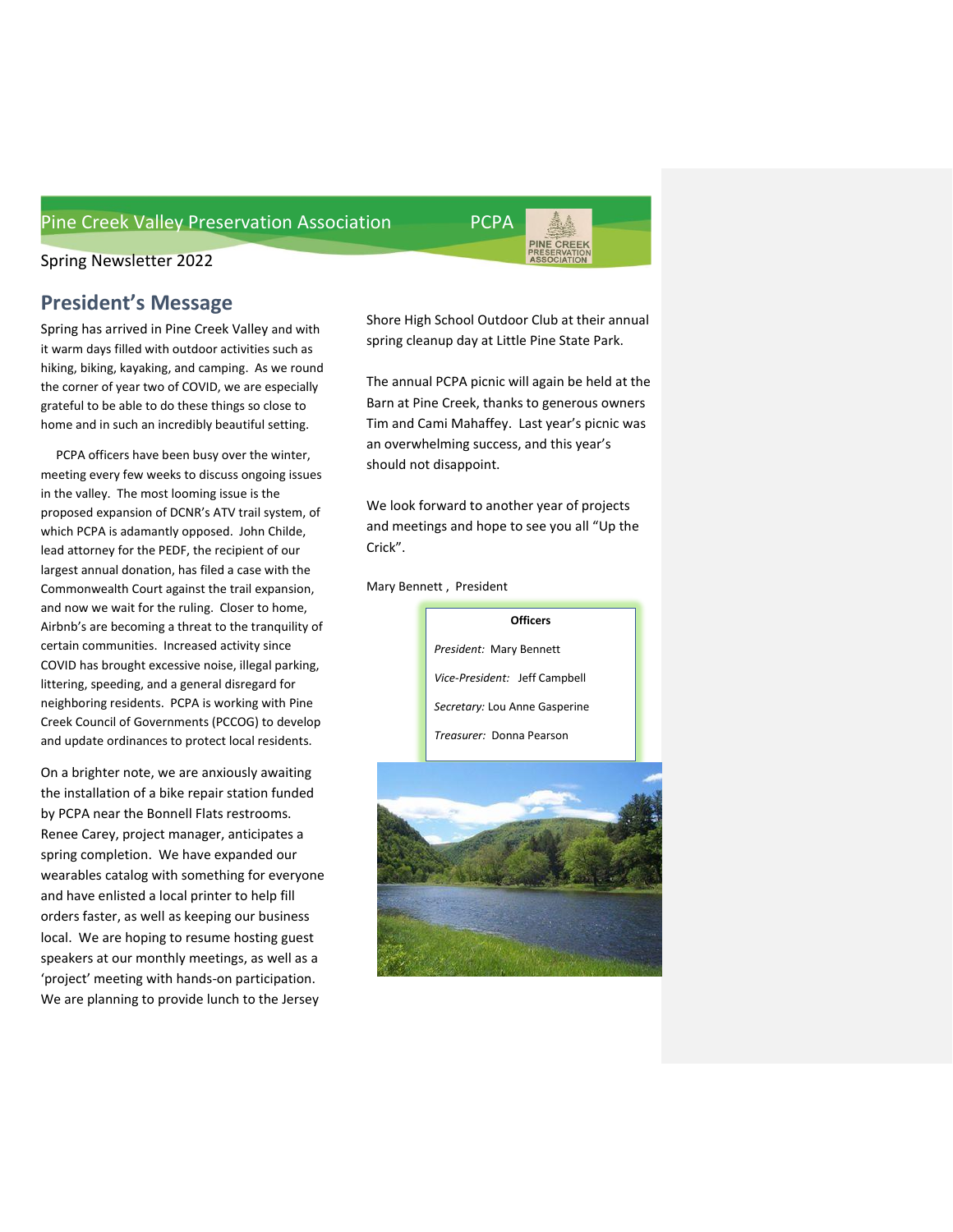# Pine Creek Valley Preservation Association

PCPA

Spring Newsletter 2022

## President's Message

Spring has arrived in Pine Creek Valley and with it warm days filled with outdoor activities such as hiking, biking, kayaking, and camping. As we round the corner of year two of COVID, we are especially grateful to be able to do these things so close to home and in such an incredibly beautiful setting.

PCPA officers have been busy over the winter, meeting every few weeks to discuss ongoing issues in the valley. The most looming issue is the proposed expansion of DCNR's ATV trail system, of which PCPA is adamantly opposed. John Childe, lead attorney for the PEDF, the recipient of our largest annual donation, has filed a case with the Commonwealth Court against the trail expansion, and now we wait for the ruling. Closer to home, Airbnb's are becoming a threat to the tranquility of certain communities. Increased activity since COVID has brought excessive noise, illegal parking, littering, speeding, and a general disregard for neighboring residents. PCPA is working with Pine Creek Council of Governments (PCCOG) to develop and update ordinances to protect local residents.

On a brighter note, we are anxiously awaiting the installation of a bike repair station funded by PCPA near the Bonnell Flats restrooms. Renee Carey, project manager, anticipates a spring completion. We have expanded our wearables catalog with something for everyone and have enlisted a local printer to help fill orders faster, as well as keeping our business local. We are hoping to resume hosting guest speakers at our monthly meetings, as well as a 'project' meeting with hands-on participation. We are planning to provide lunch to the Jersey Shore High School Outdoor Club at their annual spring cleanup day at Little Pine State Park.

The annual PCPA picnic will again be held at the Barn at Pine Creek, thanks to generous owners Tim and Cami Mahaffey. Last year's picnic was an overwhelming success, and this year's should not disappoint.

We look forward to another year of projects and meetings and hope to see you all "Up the Crick".

Mary Bennett , President

**Officers**

*President:* Mary Bennett

*Vice-President:* Jeff Campbell

*Secretary:* Lou Anne Gasperine

*Treasurer:* Donna Pearson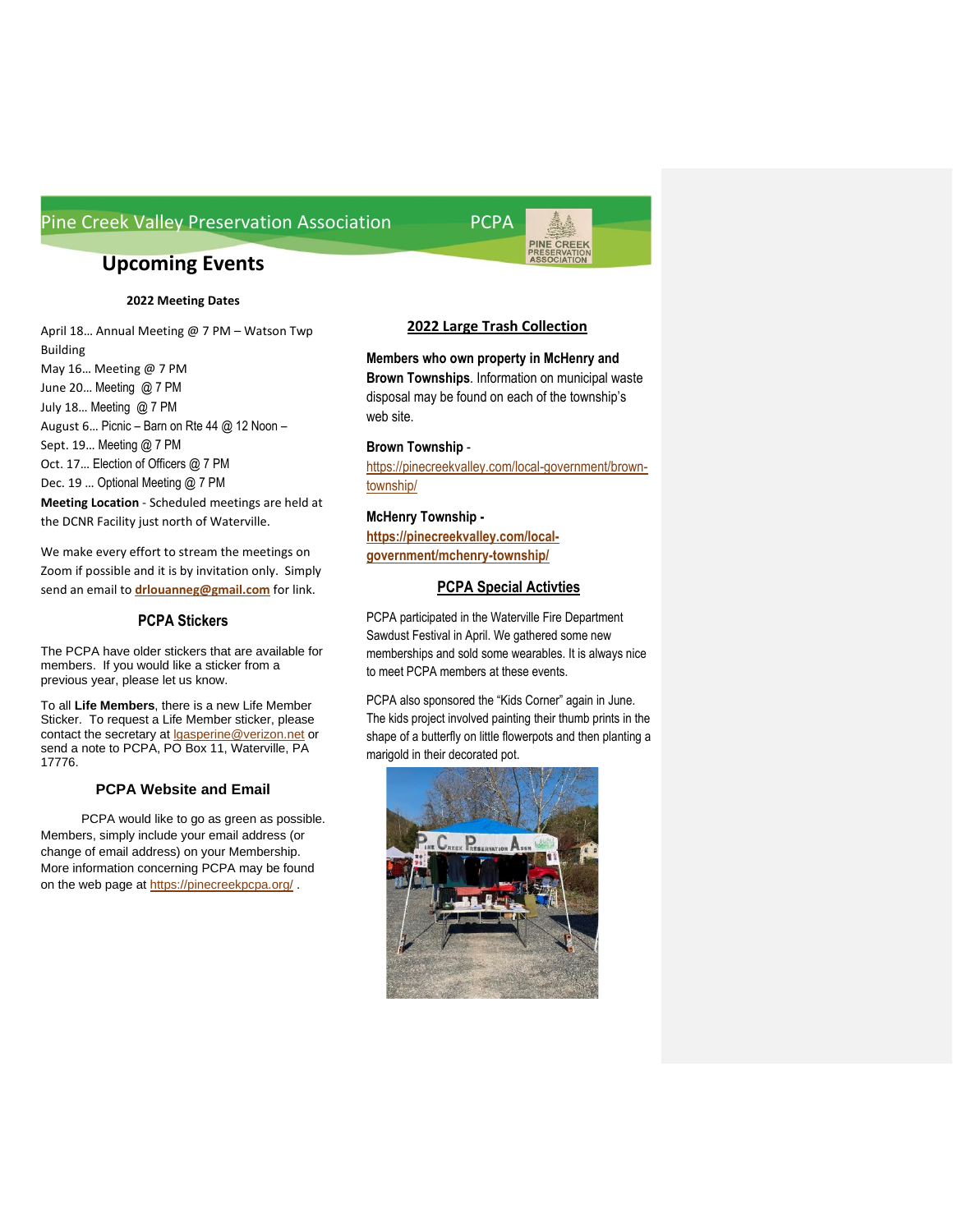Pine Creek Valley Preservation Association PCPA

## Upcoming Events

**2022 Meeting Dates**

April 18… Annual Meeting @ 7 PM – Watson Twp Building
May 16… Meeting @ 7 PM
June 20… Meeting @ 7 PM
July 18… Meeting @ 7 PM
August 6… Picnic – Barn on Rte 44 @ 12 Noon –
Sept. 19… Meeting @ 7 PM
Oct. 17… Election of Officers @ 7 PM
Dec. 19 … Optional Meeting @ 7 PM

**Meeting Location** - Scheduled meetings are held at the DCNR Facility just north of Waterville.

We make every effort to stream the meetings on Zoom if possible and it is by invitation only. Simply send an email to **drlouanneg@gmail.com** for link.

### PCPA Stickers

The PCPA have older stickers that are available for members. If you would like a sticker from a previous year, please let us know.

To all **Life Members**, there is a new Life Member Sticker. To request a Life Member sticker, please contact the secretary at lgasperine@verizon.net or send a note to PCPA, PO Box 11, Waterville, PA 17776.

### PCPA Website and Email

PCPA would like to go as green as possible. Members, simply include your email address (or change of email address) on your Membership. More information concerning PCPA may be found on the web page at https://pinecreekpcpa.org/ .

### 2022 Large Trash Collection

**Members who own property in McHenry and Brown Townships**. Information on municipal waste disposal may be found on each of the township's web site.

**Brown Township -**
https://pinecreekvalley.com/local-government/brown-township/

**McHenry Township -**
**https://pinecreekvalley.com/local-government/mchenry-township/**

### PCPA Special Activties

PCPA participated in the Waterville Fire Department Sawdust Festival in April. We gathered some new memberships and sold some wearables. It is always nice to meet PCPA members at these events.

PCPA also sponsored the "Kids Corner" again in June. The kids project involved painting their thumb prints in the shape of a butterfly on little flowerpots and then planting a marigold in their decorated pot.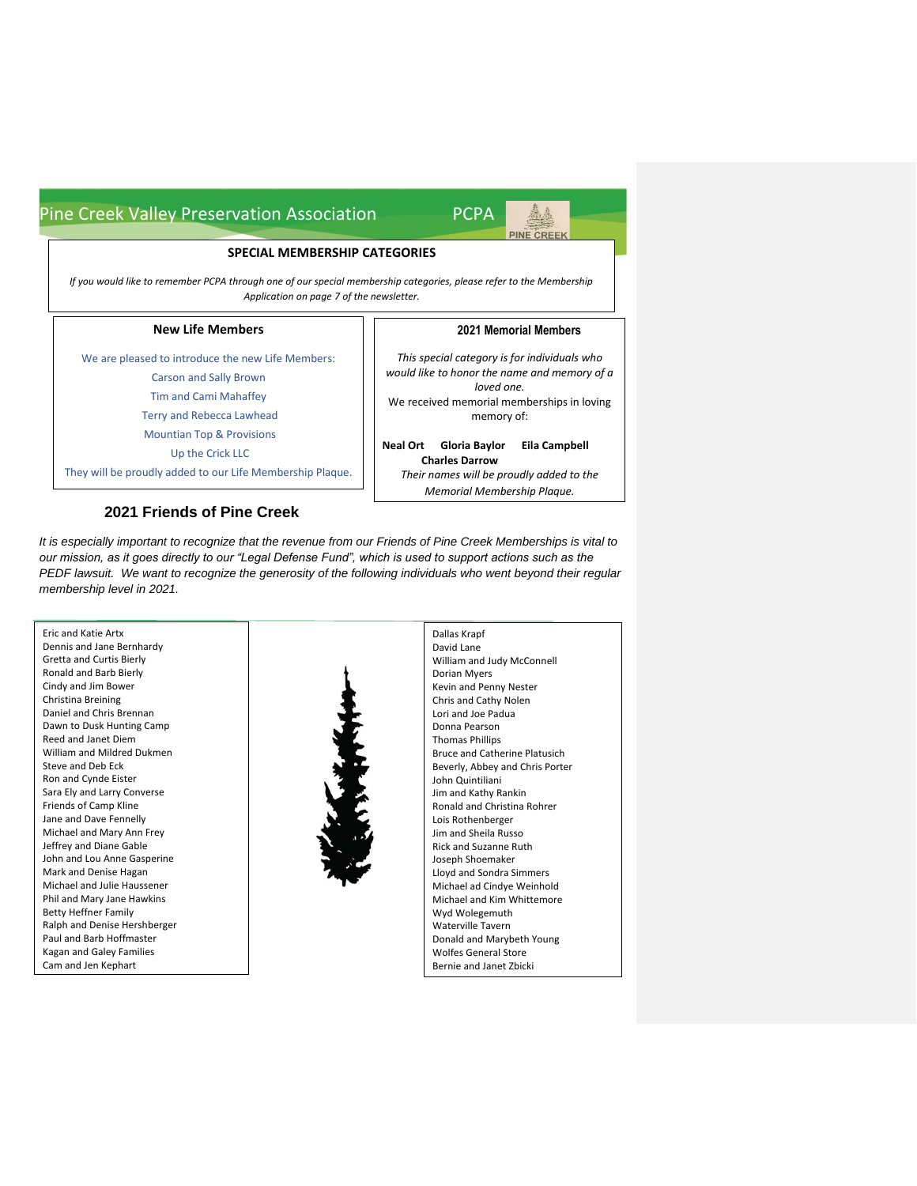Pine Creek Valley Preservation Association PCPA

## SPECIAL MEMBERSHIP CATEGORIES

*If you would like to remember PCPA through one of our special membership categories, please refer to the Membership Application on page 7 of the newsletter.*

### New Life Members

We are pleased to introduce the new Life Members:

Carson and Sally Brown
Tim and Cami Mahaffey
Terry and Rebecca Lawhead
Mountian Top & Provisions
Up the Crick LLC

They will be proudly added to our Life Membership Plaque.

### 2021 Memorial Members

*This special category is for individuals who would like to honor the name and memory of a loved one.*

We received memorial memberships in loving memory of:

**Neal Ort** **Gloria Baylor** **Eila Campbell**
**Charles Darrow**

*Their names will be proudly added to the Memorial Membership Plaque.*

## 2021 Friends of Pine Creek

*It is especially important to recognize that the revenue from our Friends of Pine Creek Memberships is vital to our mission, as it goes directly to our "Legal Defense Fund", which is used to support actions such as the PEDF lawsuit. We want to recognize the generosity of the following individuals who went beyond their regular membership level in 2021.*

Eric and Katie Artx
Dennis and Jane Bernhardy
Gretta and Curtis Bierly
Ronald and Barb Bierly
Cindy and Jim Bower
Christina Breining
Daniel and Chris Brennan
Dawn to Dusk Hunting Camp
Reed and Janet Diem
William and Mildred Dukmen
Steve and Deb Eck
Ron and Cynde Eister
Sara Ely and Larry Converse
Friends of Camp Kline
Jane and Dave Fennelly
Michael and Mary Ann Frey
Jeffrey and Diane Gable
John and Lou Anne Gasperine
Mark and Denise Hagan
Michael and Julie Haussener
Phil and Mary Jane Hawkins
Betty Heffner Family
Ralph and Denise Hershberger
Paul and Barb Hoffmaster
Kagan and Galey Families
Cam and Jen Kephart

Dallas Krapf
David Lane
William and Judy McConnell
Dorian Myers
Kevin and Penny Nester
Chris and Cathy Nolen
Lori and Joe Padua
Donna Pearson
Thomas Phillips
Bruce and Catherine Platusich
Beverly, Abbey and Chris Porter
John Quintiliani
Jim and Kathy Rankin
Ronald and Christina Rohrer
Lois Rothenberger
Jim and Sheila Russo
Rick and Suzanne Ruth
Joseph Shoemaker
Lloyd and Sondra Simmers
Michael ad Cindye Weinhold
Michael and Kim Whittemore
Wyd Wolegemuth
Waterville Tavern
Donald and Marybeth Young
Wolfes General Store
Bernie and Janet Zbicki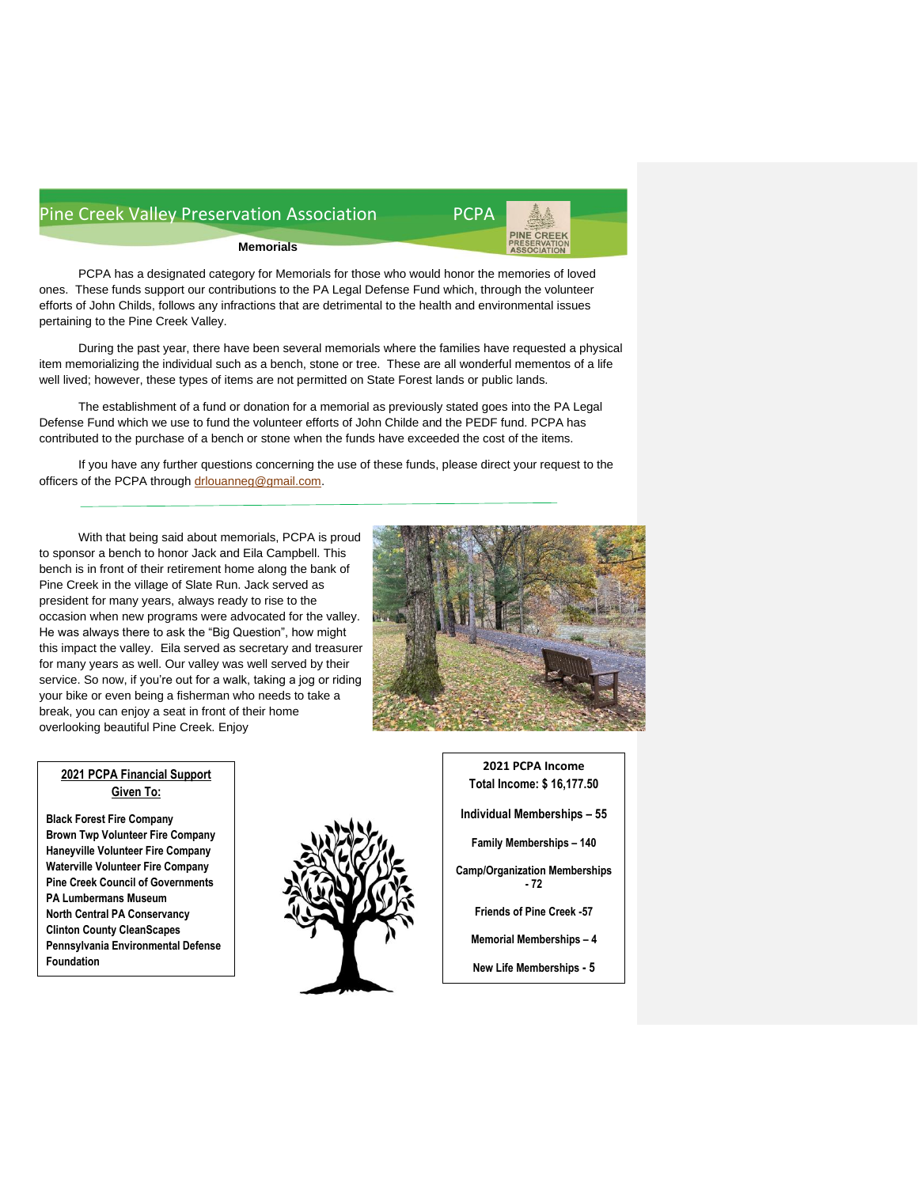## Memorials

PCPA has a designated category for Memorials for those who would honor the memories of loved ones. These funds support our contributions to the PA Legal Defense Fund which, through the volunteer efforts of John Childs, follows any infractions that are detrimental to the health and environmental issues pertaining to the Pine Creek Valley.

During the past year, there have been several memorials where the families have requested a physical item memorializing the individual such as a bench, stone or tree. These are all wonderful mementos of a life well lived; however, these types of items are not permitted on State Forest lands or public lands.

The establishment of a fund or donation for a memorial as previously stated goes into the PA Legal Defense Fund which we use to fund the volunteer efforts of John Childe and the PEDF fund. PCPA has contributed to the purchase of a bench or stone when the funds have exceeded the cost of the items.

If you have any further questions concerning the use of these funds, please direct your request to the officers of the PCPA through drlouanneg@gmail.com.

---

With that being said about memorials, PCPA is proud to sponsor a bench to honor Jack and Eila Campbell. This bench is in front of their retirement home along the bank of Pine Creek in the village of Slate Run. Jack served as president for many years, always ready to rise to the occasion when new programs were advocated for the valley. He was always there to ask the "Big Question", how might this impact the valley. Eila served as secretary and treasurer for many years as well. Our valley was well served by their service. So now, if you're out for a walk, taking a jog or riding your bike or even being a fisherman who needs to take a break, you can enjoy a seat in front of their home overlooking beautiful Pine Creek. Enjoy

**2021 PCPA Financial Support Given To:**

**Black Forest Fire Company**
**Brown Twp Volunteer Fire Company**
**Haneyville Volunteer Fire Company**
**Waterville Volunteer Fire Company**
**Pine Creek Council of Governments**
**PA Lumbermans Museum**
**North Central PA Conservancy**
**Clinton County CleanScapes**
**Pennsylvania Environmental Defense Foundation**

**2021 PCPA Income**
**Total Income: $ 16,177.50**

**Individual Memberships – 55**

**Family Memberships – 140**

**Camp/Organization Memberships - 72**

**Friends of Pine Creek -57**

**Memorial Memberships – 4**

**New Life Memberships - 5**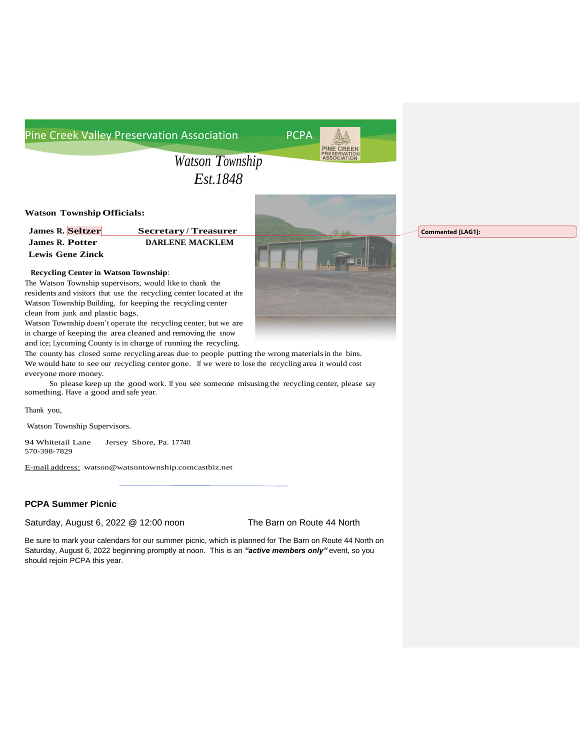Pine Creek Valley Preservation Association PCPA

*Watson Township*
*Est.1848*

**Watson Township Officials:**

| | |
|---|---|
| **James R. Seltzer** | **Secretary / Treasurer** |
| **James R. Potter** | **DARLENE MACKLEM** |
| **Lewis Gene Zinck** | |

**Recycling Center in Watson Township**:

The Watson Township supervisors, would like to thank the residents and visitors that use the recycling center located at the Watson Township Building, for keeping the recycling center clean from junk and plastic bags.

Watson Township doesn't operate the recycling center, but we are in charge of keeping the area cleaned and removing the snow and ice; Lycoming County is in charge of running the recycling. The county has closed some recycling areas due to people putting the wrong materials in the bins. We would hate to see our recycling center gone. If we were to lose the recycling area it would cost everyone more money.

So please keep up the good work. If you see someone misusing the recycling center, please say something. Have a good and safe year.

Thank you,

Watson Township Supervisors.

94 Whitetail Lane Jersey Shore, Pa. 17740
570-398-7829

E-mail address: watson@watsontownship.comcastbiz.net

Commented [LAG1]:

---

### PCPA Summer Picnic

Saturday, August 6, 2022 @ 12:00 noon The Barn on Route 44 North

Be sure to mark your calendars for our summer picnic, which is planned for The Barn on Route 44 North on Saturday, August 6, 2022 beginning promptly at noon. This is an ***"active members only"*** event, so you should rejoin PCPA this year.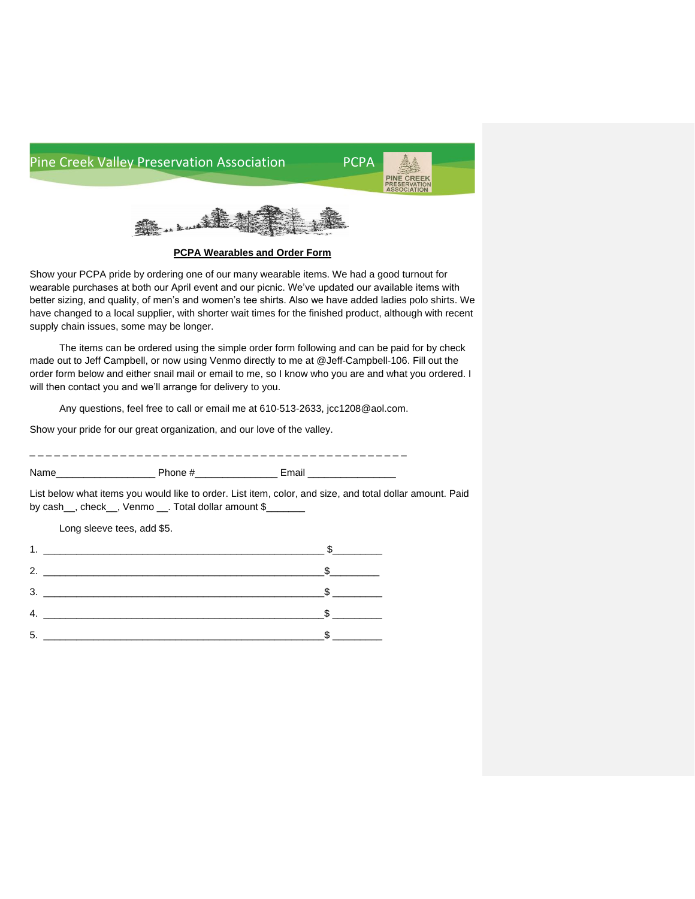Pine Creek Valley Preservation Association PCPA

**PCPA Wearables and Order Form**

Show your PCPA pride by ordering one of our many wearable items. We had a good turnout for wearable purchases at both our April event and our picnic. We've updated our available items with better sizing, and quality, of men's and women's tee shirts. Also we have added ladies polo shirts. We have changed to a local supplier, with shorter wait times for the finished product, although with recent supply chain issues, some may be longer.

The items can be ordered using the simple order form following and can be paid for by check made out to Jeff Campbell, or now using Venmo directly to me at @Jeff-Campbell-106. Fill out the order form below and either snail mail or email to me, so I know who you are and what you ordered. I will then contact you and we'll arrange for delivery to you.

Any questions, feel free to call or email me at 610-513-2633, jcc1208@aol.com.

Show your pride for our great organization, and our love of the valley.

\- - - - - - - - - - - - - - - - - - - - - - - - - - - - - - - - - - - - - - - - - - - - - - - - - -

Name_________________ Phone #______________ Email _______________

List below what items you would like to order. List item, color, and size, and total dollar amount. Paid by cash__, check__, Venmo __. Total dollar amount $_______

Long sleeve tees, add $5.

1. ______________________________________________ $_________
2. ______________________________________________ $_________
3. ______________________________________________ $_________
4. ______________________________________________ $_________
5. ______________________________________________ $_________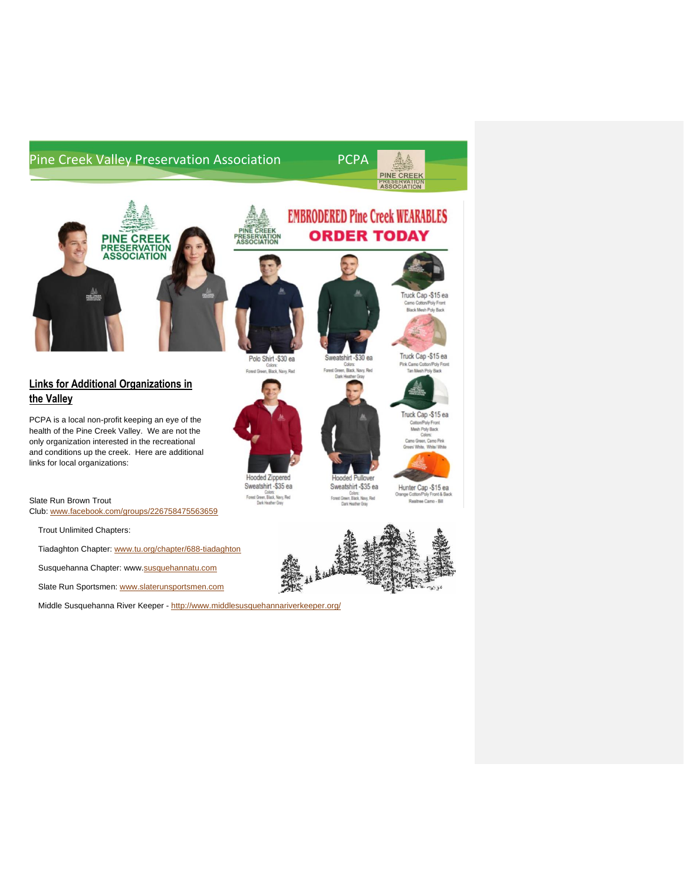## EMBRODERED Pine Creek WEARABLES

## ORDER TODAY

Polo Shirt -$30 ea
Colors:
Forest Green, Black, Navy, Red

Sweatshirt -$30 ea
Colors:
Forest Green, Black, Navy, Red
Dark Heather Gray

Truck Cap -$15 ea
Camo Cotton/Poly Front
Black Mesh Poly Back

Truck Cap -$15 ea
Pink Camo Cotton/Poly Front
Tan Mesh Poly Back

Truck Cap -$15 ea
Cotton/Poly Front
Mesh Poly Back
Colors:
Camo Green, Camo Pink
Green/ White, White/ White

Hooded Zippered Sweatshirt -$35 ea
Colors:
Forest Green, Black, Navy, Red
Dark Heather Gray

Hooded Pullover Sweatshirt -$35 ea
Colors:
Forest Green, Black, Navy, Red
Dark Heather Gray

Hunter Cap -$15 ea
Orange Cotton/Poly Front & Back
Realtree Camo - Bill

## Links for Additional Organizations in the Valley

PCPA is a local non-profit keeping an eye of the health of the Pine Creek Valley. We are not the only organization interested in the recreational and conditions up the creek. Here are additional links for local organizations:

Slate Run Brown Trout Club: www.facebook.com/groups/226758475563659

Trout Unlimited Chapters:

Tiadaghton Chapter: www.tu.org/chapter/688-tiadaghton

Susquehanna Chapter: www.susquehannatu.com

Slate Run Sportsmen: www.slaterunsportsmen.com

Middle Susquehanna River Keeper - http://www.middlesusquehannariverkeeper.org/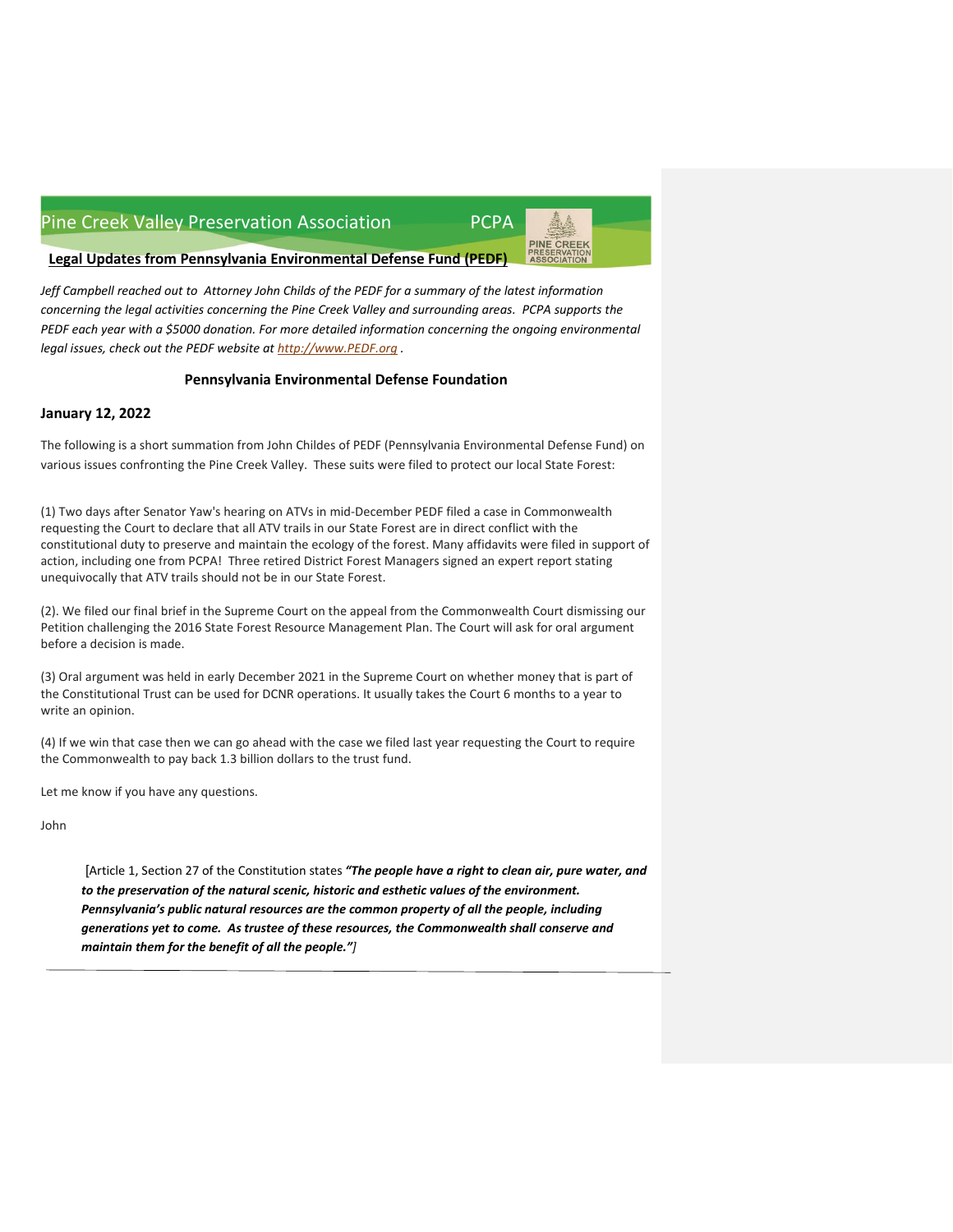Pine Creek Valley Preservation Association PCPA

**Legal Updates from Pennsylvania Environmental Defense Fund (PEDF)**

*Jeff Campbell reached out to Attorney John Childs of the PEDF for a summary of the latest information concerning the legal activities concerning the Pine Creek Valley and surrounding areas. PCPA supports the PEDF each year with a $5000 donation. For more detailed information concerning the ongoing environmental legal issues, check out the PEDF website at [http://www.PEDF.org](http://www.PEDF.org) .*

### Pennsylvania Environmental Defense Foundation

**January 12, 2022**

The following is a short summation from John Childes of PEDF (Pennsylvania Environmental Defense Fund) on various issues confronting the Pine Creek Valley. These suits were filed to protect our local State Forest:

(1) Two days after Senator Yaw's hearing on ATVs in mid-December PEDF filed a case in Commonwealth requesting the Court to declare that all ATV trails in our State Forest are in direct conflict with the constitutional duty to preserve and maintain the ecology of the forest. Many affidavits were filed in support of action, including one from PCPA! Three retired District Forest Managers signed an expert report stating unequivocally that ATV trails should not be in our State Forest.

(2). We filed our final brief in the Supreme Court on the appeal from the Commonwealth Court dismissing our Petition challenging the 2016 State Forest Resource Management Plan. The Court will ask for oral argument before a decision is made.

(3) Oral argument was held in early December 2021 in the Supreme Court on whether money that is part of the Constitutional Trust can be used for DCNR operations. It usually takes the Court 6 months to a year to write an opinion.

(4) If we win that case then we can go ahead with the case we filed last year requesting the Court to require the Commonwealth to pay back 1.3 billion dollars to the trust fund.

Let me know if you have any questions.

John

[Article 1, Section 27 of the Constitution states ***"The people have a right to clean air, pure water, and to the preservation of the natural scenic, historic and esthetic values of the environment. Pennsylvania's public natural resources are the common property of all the people, including generations yet to come. As trustee of these resources, the Commonwealth shall conserve and maintain them for the benefit of all the people."****]*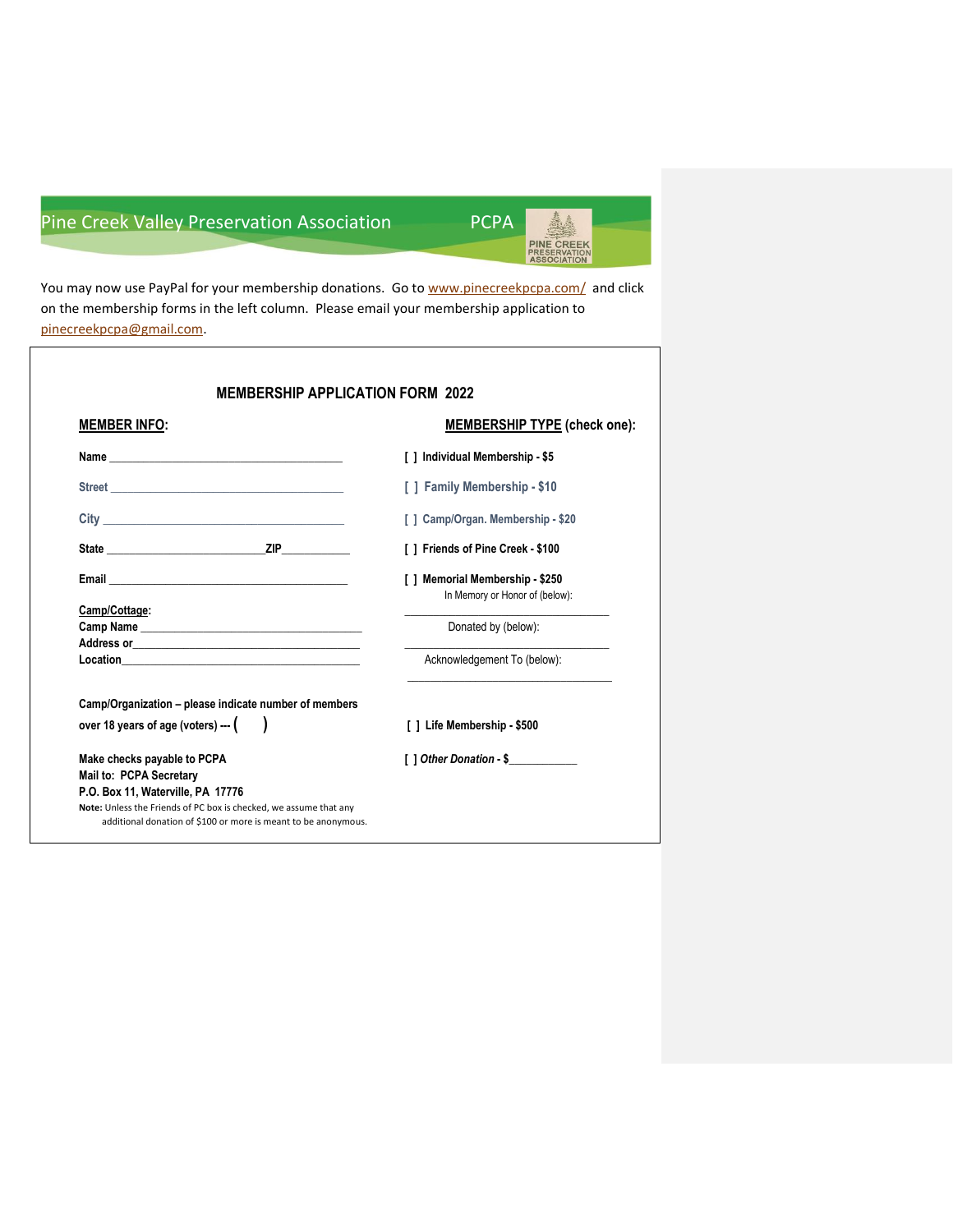Pine Creek Valley Preservation Association PCPA

PINE CREEK PRESERVATION ASSOCIATION

You may now use PayPal for your membership donations. Go to www.pinecreekpcpa.com/ and click on the membership forms in the left column. Please email your membership application to pinecreekpcpa@gmail.com.

## MEMBERSHIP APPLICATION FORM 2022

**MEMBER INFO:**

Name ________________________________________

Street ________________________________________

City ________________________________________

State __________________________ZIP___________

Email ________________________________________

**Camp/Cottage:**
Camp Name ____________________________________
Address or_____________________________________
Location_______________________________________

**Camp/Organization – please indicate number of members over 18 years of age (voters) --- (   )**

**Make checks payable to PCPA**
**Mail to: PCPA Secretary**
**P.O. Box 11, Waterville, PA 17776**

**Note:** Unless the Friends of PC box is checked, we assume that any additional donation of $100 or more is meant to be anonymous.

**MEMBERSHIP TYPE (check one):**

[ ] Individual Membership - $5

[ ] Family Membership - $10

[ ] Camp/Organ. Membership - $20

[ ] Friends of Pine Creek - $100

[ ] Memorial Membership - $250
In Memory or Honor of (below):
________________________________

Donated by (below):
________________________________

Acknowledgement To (below):
________________________________

[ ] Life Membership - $500

[ ] *Other Donation* - $___________